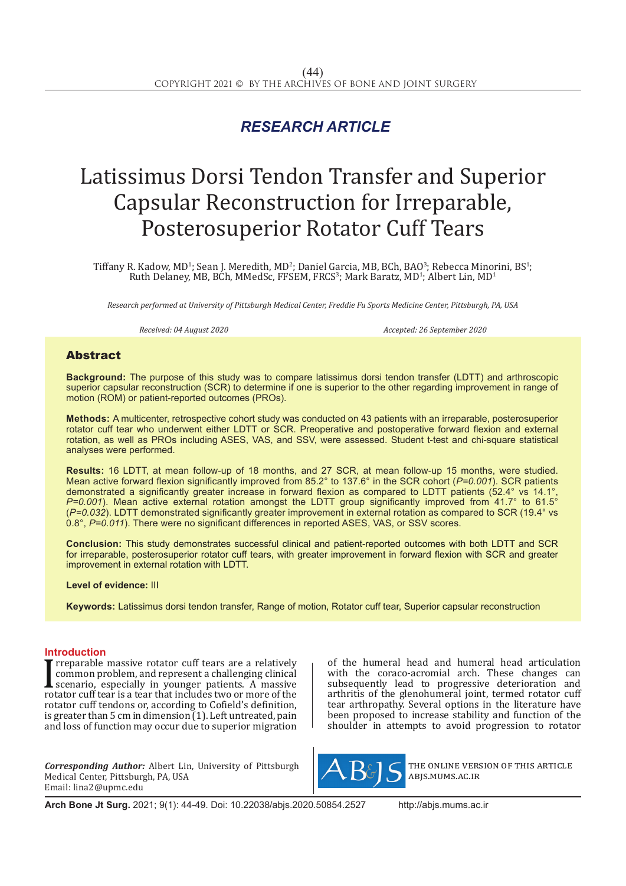*RESEARCH ARTICLE*

# Latissimus Dorsi Tendon Transfer and Superior Capsular Reconstruction for Irreparable, Posterosuperior Rotator Cuff Tears

Tiffany R. Kadow, MD[1]; Sean J. Meredith, MD[2]; Daniel Garcia, MB, BCh, BAO[3]; Rebecca Minorini, BS[1]; Ruth Delaney, MB, BCh, MMedSc, FFSEM, FRCS[3]; Mark Baratz, MD[1]; Albert Lin, MD[1]

*Research performed at University of Pittsburgh Medical Center, Freddie Fu Sports Medicine Center, Pittsburgh, PA, USA*

*Received: 04 August 2020* *Accepted: 26 September 2020*

## Abstract

**Background:** The purpose of this study was to compare latissimus dorsi tendon transfer (LDTT) and arthroscopic superior capsular reconstruction (SCR) to determine if one is superior to the other regarding improvement in range of motion (ROM) or patient-reported outcomes (PROs).

**Methods:** A multicenter, retrospective cohort study was conducted on 43 patients with an irreparable, posterosuperior rotator cuff tear who underwent either LDTT or SCR. Preoperative and postoperative forward flexion and external rotation, as well as PROs including ASES, VAS, and SSV, were assessed. Student t-test and chi-square statistical analyses were performed.

**Results:** 16 LDTT, at mean follow-up of 18 months, and 27 SCR, at mean follow-up 15 months, were studied. Mean active forward flexion significantly improved from 85.2° to 137.6° in the SCR cohort (*P=0.001*). SCR patients demonstrated a significantly greater increase in forward flexion as compared to LDTT patients (52.4° vs 14.1°, *P=0.001*). Mean active external rotation amongst the LDTT group significantly improved from 41.7° to 61.5° (*P=0.032*). LDTT demonstrated significantly greater improvement in external rotation as compared to SCR (19.4° vs 0.8°, *P=0.011*). There were no significant differences in reported ASES, VAS, or SSV scores.

**Conclusion:** This study demonstrates successful clinical and patient-reported outcomes with both LDTT and SCR for irreparable, posterosuperior rotator cuff tears, with greater improvement in forward flexion with SCR and greater improvement in external rotation with LDTT.

**Level of evidence:** III

**Keywords:** Latissimus dorsi tendon transfer, Range of motion, Rotator cuff tear, Superior capsular reconstruction

## Introduction

Irreparable massive rotator cuff tears are a relatively common problem, and represent a challenging clinical scenario, especially in younger patients. A massive rotator cuff tear is a tear that includes two or more of the rotator cuff tendons or, according to Cofield's definition, is greater than 5 cm in dimension (1). Left untreated, pain and loss of function may occur due to superior migration of the humeral head and humeral head articulation with the coraco-acromial arch. These changes can subsequently lead to progressive deterioration and arthritis of the glenohumeral joint, termed rotator cuff tear arthropathy. Several options in the literature have been proposed to increase stability and function of the shoulder in attempts to avoid progression to rotator

***Corresponding Author:*** Albert Lin, University of Pittsburgh Medical Center, Pittsburgh, PA, USA
Email: lina2@upmc.edu

THE ONLINE VERSION OF THIS ARTICLE ABJS.MUMS.AC.IR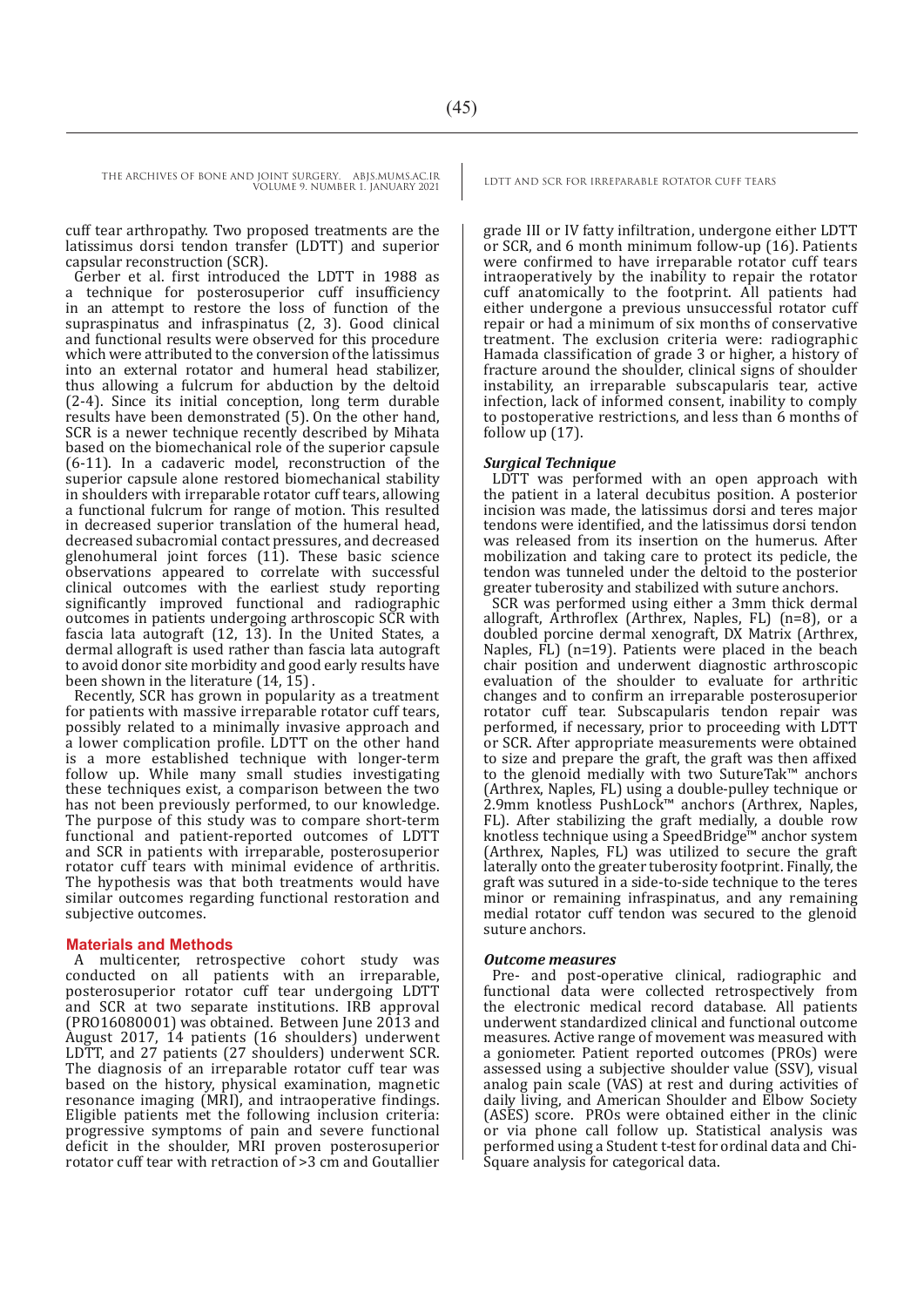cuff tear arthropathy. Two proposed treatments are the latissimus dorsi tendon transfer (LDTT) and superior capsular reconstruction (SCR).

Gerber et al. first introduced the LDTT in 1988 as a technique for posterosuperior cuff insufficiency in an attempt to restore the loss of function of the supraspinatus and infraspinatus (2, 3). Good clinical and functional results were observed for this procedure which were attributed to the conversion of the latissimus into an external rotator and humeral head stabilizer, thus allowing a fulcrum for abduction by the deltoid (2-4). Since its initial conception, long term durable results have been demonstrated (5). On the other hand, SCR is a newer technique recently described by Mihata based on the biomechanical role of the superior capsule (6-11). In a cadaveric model, reconstruction of the superior capsule alone restored biomechanical stability in shoulders with irreparable rotator cuff tears, allowing a functional fulcrum for range of motion. This resulted in decreased superior translation of the humeral head, decreased subacromial contact pressures, and decreased glenohumeral joint forces (11). These basic science observations appeared to correlate with successful clinical outcomes with the earliest study reporting significantly improved functional and radiographic outcomes in patients undergoing arthroscopic SCR with fascia lata autograft (12, 13). In the United States, a dermal allograft is used rather than fascia lata autograft to avoid donor site morbidity and good early results have been shown in the literature (14, 15).

Recently, SCR has grown in popularity as a treatment for patients with massive irreparable rotator cuff tears, possibly related to a minimally invasive approach and a lower complication profile. LDTT on the other hand is a more established technique with longer-term follow up. While many small studies investigating these techniques exist, a comparison between the two has not been previously performed, to our knowledge. The purpose of this study was to compare short-term functional and patient-reported outcomes of LDTT and SCR in patients with irreparable, posterosuperior rotator cuff tears with minimal evidence of arthritis. The hypothesis was that both treatments would have similar outcomes regarding functional restoration and subjective outcomes.

## Materials and Methods

A multicenter, retrospective cohort study was conducted on all patients with an irreparable, posterosuperior rotator cuff tear undergoing LDTT and SCR at two separate institutions. IRB approval (PRO16080001) was obtained. Between June 2013 and August 2017, 14 patients (16 shoulders) underwent LDTT, and 27 patients (27 shoulders) underwent SCR. The diagnosis of an irreparable rotator cuff tear was based on the history, physical examination, magnetic resonance imaging (MRI), and intraoperative findings. Eligible patients met the following inclusion criteria: progressive symptoms of pain and severe functional deficit in the shoulder, MRI proven posterosuperior rotator cuff tear with retraction of >3 cm and Goutallier grade III or IV fatty infiltration, undergone either LDTT or SCR, and 6 month minimum follow-up (16). Patients were confirmed to have irreparable rotator cuff tears intraoperatively by the inability to repair the rotator cuff anatomically to the footprint. All patients had either undergone a previous unsuccessful rotator cuff repair or had a minimum of six months of conservative treatment. The exclusion criteria were: radiographic Hamada classification of grade 3 or higher, a history of fracture around the shoulder, clinical signs of shoulder instability, an irreparable subscapularis tear, active infection, lack of informed consent, inability to comply to postoperative restrictions, and less than 6 months of follow up (17).

### *Surgical Technique*

LDTT was performed with an open approach with the patient in a lateral decubitus position. A posterior incision was made, the latissimus dorsi and teres major tendons were identified, and the latissimus dorsi tendon was released from its insertion on the humerus. After mobilization and taking care to protect its pedicle, the tendon was tunneled under the deltoid to the posterior greater tuberosity and stabilized with suture anchors.

SCR was performed using either a 3mm thick dermal allograft, Arthroflex (Arthrex, Naples, FL) (n=8), or a doubled porcine dermal xenograft, DX Matrix (Arthrex, Naples, FL) (n=19). Patients were placed in the beach chair position and underwent diagnostic arthroscopic evaluation of the shoulder to evaluate for arthritic changes and to confirm an irreparable posterosuperior rotator cuff tear. Subscapularis tendon repair was performed, if necessary, prior to proceeding with LDTT or SCR. After appropriate measurements were obtained to size and prepare the graft, the graft was then affixed to the glenoid medially with two SutureTak™ anchors (Arthrex, Naples, FL) using a double-pulley technique or 2.9mm knotless PushLock™ anchors (Arthrex, Naples, FL). After stabilizing the graft medially, a double row knotless technique using a SpeedBridge™ anchor system (Arthrex, Naples, FL) was utilized to secure the graft laterally onto the greater tuberosity footprint. Finally, the graft was sutured in a side-to-side technique to the teres minor or remaining infraspinatus, and any remaining medial rotator cuff tendon was secured to the glenoid suture anchors.

### *Outcome measures*

Pre- and post-operative clinical, radiographic and functional data were collected retrospectively from the electronic medical record database. All patients underwent standardized clinical and functional outcome measures. Active range of movement was measured with a goniometer. Patient reported outcomes (PROs) were assessed using a subjective shoulder value (SSV), visual analog pain scale (VAS) at rest and during activities of daily living, and American Shoulder and Elbow Society (ASES) score. PROs were obtained either in the clinic or via phone call follow up. Statistical analysis was performed using a Student t-test for ordinal data and Chi-Square analysis for categorical data.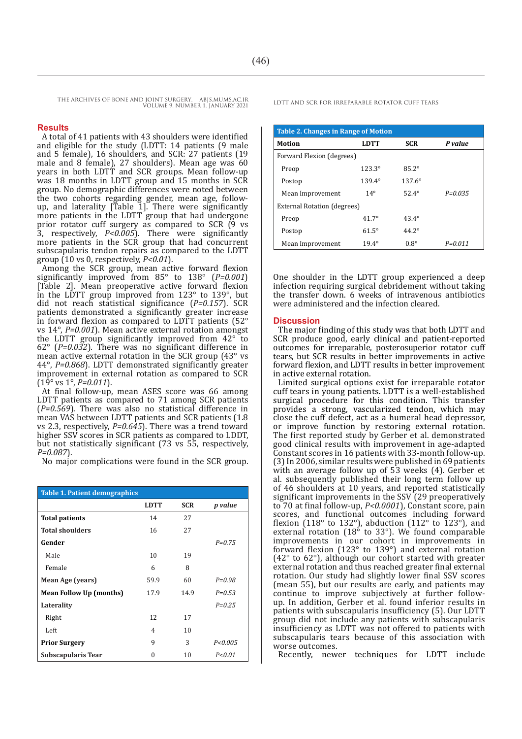## Results

A total of 41 patients with 43 shoulders were identified and eligible for the study (LDTT: 14 patients (9 male and 5 female), 16 shoulders, and SCR: 27 patients (19 male and 8 female), 27 shoulders). Mean age was 60 years in both LDTT and SCR groups. Mean follow-up was 18 months in LDTT group and 15 months in SCR group. No demographic differences were noted between the two cohorts regarding gender, mean age, follow-up, and laterality [Table 1]. There were significantly more patients in the LDTT group that had undergone prior rotator cuff surgery as compared to SCR (9 vs 3, respectively, *P<0.005*). There were significantly more patients in the SCR group that had concurrent subscapularis tendon repairs as compared to the LDTT group (10 vs 0, respectively, *P<0.01*).

Among the SCR group, mean active forward flexion significantly improved from 85° to 138° (*P=0.001*) [Table 2]. Mean preoperative active forward flexion in the LDTT group improved from 123° to 139°, but did not reach statistical significance (*P=0.157*). SCR patients demonstrated a significantly greater increase in forward flexion as compared to LDTT patients (52° vs 14°, *P=0.001*). Mean active external rotation amongst the LDTT group significantly improved from 42° to 62° (*P=0.032*). There was no significant difference in mean active external rotation in the SCR group (43° vs 44°, *P=0.868*). LDTT demonstrated significantly greater improvement in external rotation as compared to SCR (19° vs 1°, *P=0.011*).

At final follow-up, mean ASES score was 66 among LDTT patients as compared to 71 among SCR patients (*P=0.569*). There was also no statistical difference in mean VAS between LDTT patients and SCR patients (1.8 vs 2.3, respectively, *P=0.645*). There was a trend toward higher SSV scores in SCR patients as compared to LDDT, but not statistically significant (73 vs 55, respectively, *P=0.087*).

No major complications were found in the SCR group.

**Table 1. Patient demographics**

| | LDTT | SCR | *p value* |
|---|---|---|---|
| **Total patients** | 14 | 27 | |
| **Total shoulders** | 16 | 27 | |
| **Gender** | | | *P=0.75* |
| Male | 10 | 19 | |
| Female | 6 | 8 | |
| **Mean Age (years)** | 59.9 | 60 | *P=0.98* |
| **Mean Follow Up (months)** | 17.9 | 14.9 | *P=0.53* |
| **Laterality** | | | *P=0.25* |
| Right | 12 | 17 | |
| Left | 4 | 10 | |
| **Prior Surgery** | 9 | 3 | *P<0.005* |
| **Subscapularis Tear** | 0 | 10 | *P<0.01* |

**Table 2. Changes in Range of Motion**

| Motion | LDTT | SCR | *P value* |
|---|---|---|---|
| Forward Flexion (degrees) | | | |
| Preop | 123.3° | 85.2° | |
| Postop | 139.4° | 137.6° | |
| Mean Improvement | 14° | 52.4° | *P=0.035* |
| External Rotation (degrees) | | | |
| Preop | 41.7° | 43.4° | |
| Postop | 61.5° | 44.2° | |
| Mean Improvement | 19.4° | 0.8° | *P=0.011* |

One shoulder in the LDTT group experienced a deep infection requiring surgical debridement without taking the transfer down. 6 weeks of intravenous antibiotics were administered and the infection cleared.

## Discussion

The major finding of this study was that both LDTT and SCR produce good, early clinical and patient-reported outcomes for irreparable, posterosuperior rotator cuff tears, but SCR results in better improvements in active forward flexion, and LDTT results in better improvement in active external rotation.

Limited surgical options exist for irreparable rotator cuff tears in young patients. LDTT is a well-established surgical procedure for this condition. This transfer provides a strong, vascularized tendon, which may close the cuff defect, act as a humeral head depressor, or improve function by restoring external rotation. The first reported study by Gerber et al. demonstrated good clinical results with improvement in age-adapted Constant scores in 16 patients with 33-month follow-up. (3) In 2006, similar results were published in 69 patients with an average follow up of 53 weeks (4). Gerber et al. subsequently published their long term follow up of 46 shoulders at 10 years, and reported statistically significant improvements in the SSV (29 preoperatively to 70 at final follow-up, *P<0.0001*), Constant score, pain scores, and functional outcomes including forward flexion (118° to 132°), abduction (112° to 123°), and external rotation (18° to 33°). We found comparable improvements in our cohort in improvements in forward flexion (123° to 139°) and external rotation (42° to 62°), although our cohort started with greater external rotation and thus reached greater final external rotation. Our study had slightly lower final SSV scores (mean 55), but our results are early, and patients may continue to improve subjectively at further follow-up. In addition, Gerber et al. found inferior results in patients with subscapularis insufficiency (5). Our LDTT group did not include any patients with subscapularis insufficiency as LDTT was not offered to patients with subscapularis tears because of this association with worse outcomes.

Recently, newer techniques for LDTT include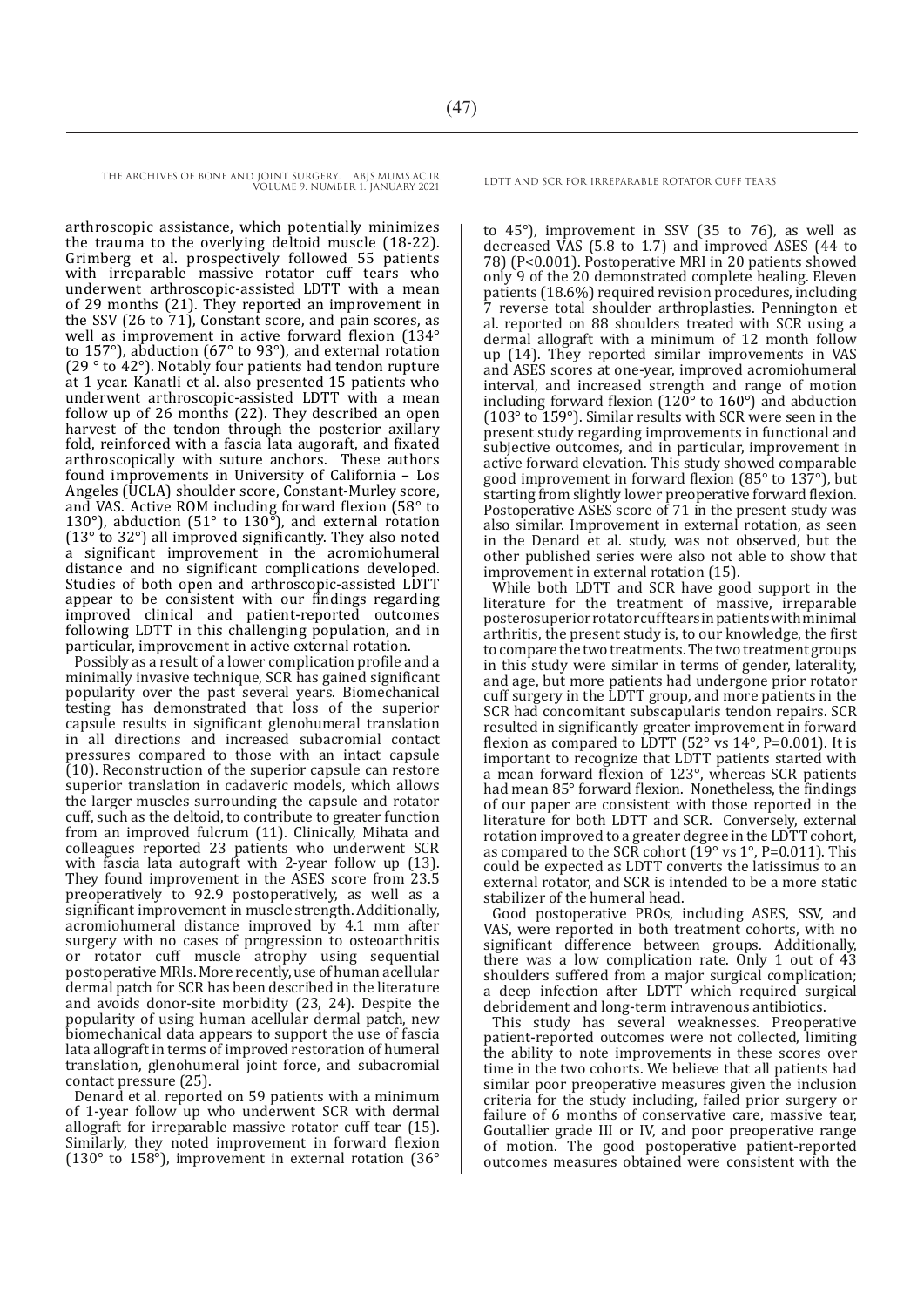arthroscopic assistance, which potentially minimizes the trauma to the overlying deltoid muscle (18-22). Grimberg et al. prospectively followed 55 patients with irreparable massive rotator cuff tears who underwent arthroscopic-assisted LDTT with a mean of 29 months (21). They reported an improvement in the SSV (26 to 71), Constant score, and pain scores, as well as improvement in active forward flexion (134° to 157°), abduction (67° to 93°), and external rotation (29 ° to 42°). Notably four patients had tendon rupture at 1 year. Kanatli et al. also presented 15 patients who underwent arthroscopic-assisted LDTT with a mean follow up of 26 months (22). They described an open harvest of the tendon through the posterior axillary fold, reinforced with a fascia lata augoraft, and fixated arthroscopically with suture anchors. These authors found improvements in University of California – Los Angeles (UCLA) shoulder score, Constant-Murley score, and VAS. Active ROM including forward flexion (58° to 130°), abduction (51° to 130°), and external rotation (13° to 32°) all improved significantly. They also noted a significant improvement in the acromiohumeral distance and no significant complications developed. Studies of both open and arthroscopic-assisted LDTT appear to be consistent with our findings regarding improved clinical and patient-reported outcomes following LDTT in this challenging population, and in particular, improvement in active external rotation.

Possibly as a result of a lower complication profile and a minimally invasive technique, SCR has gained significant popularity over the past several years. Biomechanical testing has demonstrated that loss of the superior capsule results in significant glenohumeral translation in all directions and increased subacromial contact pressures compared to those with an intact capsule (10). Reconstruction of the superior capsule can restore superior translation in cadaveric models, which allows the larger muscles surrounding the capsule and rotator cuff, such as the deltoid, to contribute to greater function from an improved fulcrum (11). Clinically, Mihata and colleagues reported 23 patients who underwent SCR with fascia lata autograft with 2-year follow up (13). They found improvement in the ASES score from 23.5 preoperatively to 92.9 postoperatively, as well as a significant improvement in muscle strength. Additionally, acromiohumeral distance improved by 4.1 mm after surgery with no cases of progression to osteoarthritis or rotator cuff muscle atrophy using sequential postoperative MRIs. More recently, use of human acellular dermal patch for SCR has been described in the literature and avoids donor-site morbidity (23, 24). Despite the popularity of using human acellular dermal patch, new biomechanical data appears to support the use of fascia lata allograft in terms of improved restoration of humeral translation, glenohumeral joint force, and subacromial contact pressure (25).

Denard et al. reported on 59 patients with a minimum of 1-year follow up who underwent SCR with dermal allograft for irreparable massive rotator cuff tear (15). Similarly, they noted improvement in forward flexion (130° to 158°), improvement in external rotation (36° to 45°), improvement in SSV (35 to 76), as well as decreased VAS (5.8 to 1.7) and improved ASES (44 to 78) (P<0.001). Postoperative MRI in 20 patients showed only 9 of the 20 demonstrated complete healing. Eleven patients (18.6%) required revision procedures, including 7 reverse total shoulder arthroplasties. Pennington et al. reported on 88 shoulders treated with SCR using a dermal allograft with a minimum of 12 month follow up (14). They reported similar improvements in VAS and ASES scores at one-year, improved acromiohumeral interval, and increased strength and range of motion including forward flexion (120° to 160°) and abduction (103° to 159°). Similar results with SCR were seen in the present study regarding improvements in functional and subjective outcomes, and in particular, improvement in active forward elevation. This study showed comparable good improvement in forward flexion (85° to 137°), but starting from slightly lower preoperative forward flexion. Postoperative ASES score of 71 in the present study was also similar. Improvement in external rotation, as seen in the Denard et al. study, was not observed, but the other published series were also not able to show that improvement in external rotation (15).

While both LDTT and SCR have good support in the literature for the treatment of massive, irreparable posterosuperior rotator cuff tears in patients with minimal arthritis, the present study is, to our knowledge, the first to compare the two treatments. The two treatment groups in this study were similar in terms of gender, laterality, and age, but more patients had undergone prior rotator cuff surgery in the LDTT group, and more patients in the SCR had concomitant subscapularis tendon repairs. SCR resulted in significantly greater improvement in forward flexion as compared to LDTT (52° vs 14°, P=0.001). It is important to recognize that LDTT patients started with a mean forward flexion of 123°, whereas SCR patients had mean 85° forward flexion. Nonetheless, the findings of our paper are consistent with those reported in the literature for both LDTT and SCR. Conversely, external rotation improved to a greater degree in the LDTT cohort, as compared to the SCR cohort (19° vs 1°, P=0.011). This could be expected as LDTT converts the latissimus to an external rotator, and SCR is intended to be a more static stabilizer of the humeral head.

Good postoperative PROs, including ASES, SSV, and VAS, were reported in both treatment cohorts, with no significant difference between groups. Additionally, there was a low complication rate. Only 1 out of 43 shoulders suffered from a major surgical complication; a deep infection after LDTT which required surgical debridement and long-term intravenous antibiotics.

This study has several weaknesses. Preoperative patient-reported outcomes were not collected, limiting the ability to note improvements in these scores over time in the two cohorts. We believe that all patients had similar poor preoperative measures given the inclusion criteria for the study including, failed prior surgery or failure of 6 months of conservative care, massive tear, Goutallier grade III or IV, and poor preoperative range of motion. The good postoperative patient-reported outcomes measures obtained were consistent with the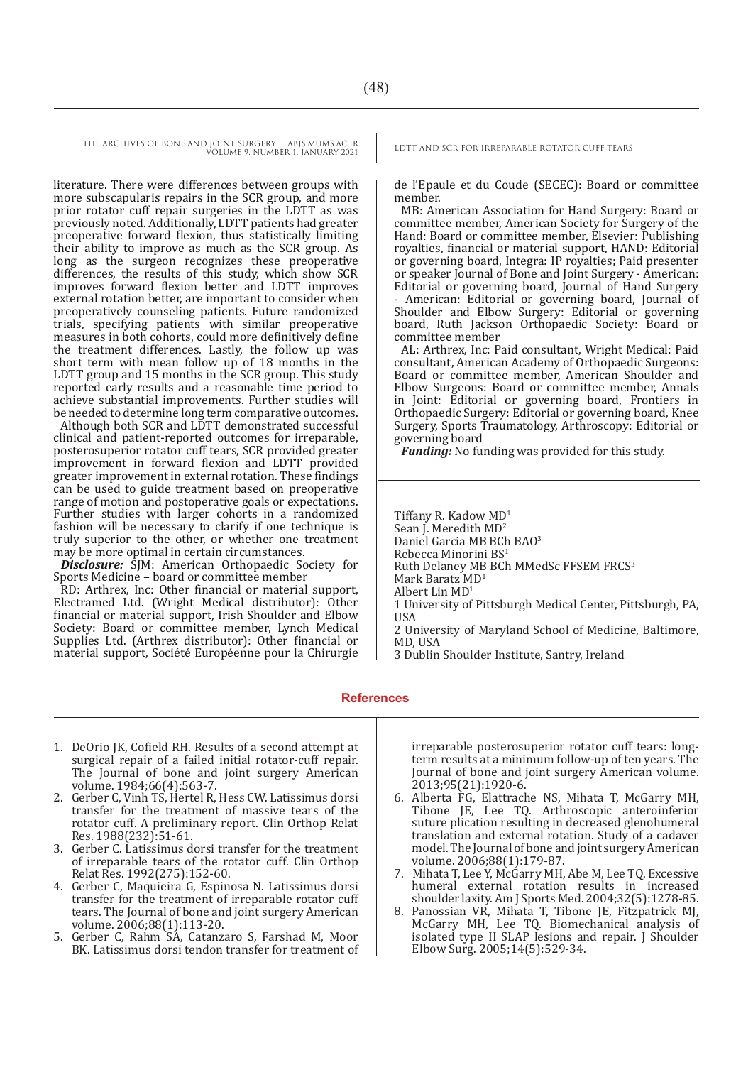literature. There were differences between groups with more subscapularis repairs in the SCR group, and more prior rotator cuff repair surgeries in the LDTT as was previously noted. Additionally, LDTT patients had greater preoperative forward flexion, thus statistically limiting their ability to improve as much as the SCR group. As long as the surgeon recognizes these preoperative differences, the results of this study, which show SCR improves forward flexion better and LDTT improves external rotation better, are important to consider when preoperatively counseling patients. Future randomized trials, specifying patients with similar preoperative measures in both cohorts, could more definitively define the treatment differences. Lastly, the follow up was short term with mean follow up of 18 months in the LDTT group and 15 months in the SCR group. This study reported early results and a reasonable time period to achieve substantial improvements. Further studies will be needed to determine long term comparative outcomes.

Although both SCR and LDTT demonstrated successful clinical and patient-reported outcomes for irreparable, posterosuperior rotator cuff tears, SCR provided greater improvement in forward flexion and LDTT provided greater improvement in external rotation. These findings can be used to guide treatment based on preoperative range of motion and postoperative goals or expectations. Further studies with larger cohorts in a randomized fashion will be necessary to clarify if one technique is truly superior to the other, or whether one treatment may be more optimal in certain circumstances.

***Disclosure:*** SJM: American Orthopaedic Society for Sports Medicine – board or committee member

RD: Arthrex, Inc: Other financial or material support, Electramed Ltd. (Wright Medical distributor): Other financial or material support, Irish Shoulder and Elbow Society: Board or committee member, Lynch Medical Supplies Ltd. (Arthrex distributor): Other financial or material support, Société Européenne pour la Chirurgie de l'Epaule et du Coude (SECEC): Board or committee member.

MB: American Association for Hand Surgery: Board or committee member, American Society for Surgery of the Hand: Board or committee member, Elsevier: Publishing royalties, financial or material support, HAND: Editorial or governing board, Integra: IP royalties; Paid presenter or speaker Journal of Bone and Joint Surgery - American: Editorial or governing board, Journal of Hand Surgery - American: Editorial or governing board, Journal of Shoulder and Elbow Surgery: Editorial or governing board, Ruth Jackson Orthopaedic Society: Board or committee member

AL: Arthrex, Inc: Paid consultant, Wright Medical: Paid consultant, American Academy of Orthopaedic Surgeons: Board or committee member, American Shoulder and Elbow Surgeons: Board or committee member, Annals in Joint: Editorial or governing board, Frontiers in Orthopaedic Surgery: Editorial or governing board, Knee Surgery, Sports Traumatology, Arthroscopy: Editorial or governing board

***Funding:*** No funding was provided for this study.

Tiffany R. Kadow MD[1]
Sean J. Meredith MD[2]
Daniel Garcia MB BCh BAO[3]
Rebecca Minorini BS[1]
Ruth Delaney MB BCh MMedSc FFSEM FRCS[3]
Mark Baratz MD[1]
Albert Lin MD[1]

1 University of Pittsburgh Medical Center, Pittsburgh, PA, USA
2 University of Maryland School of Medicine, Baltimore, MD, USA
3 Dublin Shoulder Institute, Santry, Ireland

## References

1. DeOrio JK, Cofield RH. Results of a second attempt at surgical repair of a failed initial rotator-cuff repair. The Journal of bone and joint surgery American volume. 1984;66(4):563-7.
2. Gerber C, Vinh TS, Hertel R, Hess CW. Latissimus dorsi transfer for the treatment of massive tears of the rotator cuff. A preliminary report. Clin Orthop Relat Res. 1988(232):51-61.
3. Gerber C. Latissimus dorsi transfer for the treatment of irreparable tears of the rotator cuff. Clin Orthop Relat Res. 1992(275):152-60.
4. Gerber C, Maquieira G, Espinosa N. Latissimus dorsi transfer for the treatment of irreparable rotator cuff tears. The Journal of bone and joint surgery American volume. 2006;88(1):113-20.
5. Gerber C, Rahm SA, Catanzaro S, Farshad M, Moor BK. Latissimus dorsi tendon transfer for treatment of irreparable posterosuperior rotator cuff tears: long-term results at a minimum follow-up of ten years. The Journal of bone and joint surgery American volume. 2013;95(21):1920-6.
6. Alberta FG, Elattrache NS, Mihata T, McGarry MH, Tibone JE, Lee TQ. Arthroscopic anteroinferior suture plication resulting in decreased glenohumeral translation and external rotation. Study of a cadaver model. The Journal of bone and joint surgery American volume. 2006;88(1):179-87.
7. Mihata T, Lee Y, McGarry MH, Abe M, Lee TQ. Excessive humeral external rotation results in increased shoulder laxity. Am J Sports Med. 2004;32(5):1278-85.
8. Panossian VR, Mihata T, Tibone JE, Fitzpatrick MJ, McGarry MH, Lee TQ. Biomechanical analysis of isolated type II SLAP lesions and repair. J Shoulder Elbow Surg. 2005;14(5):529-34.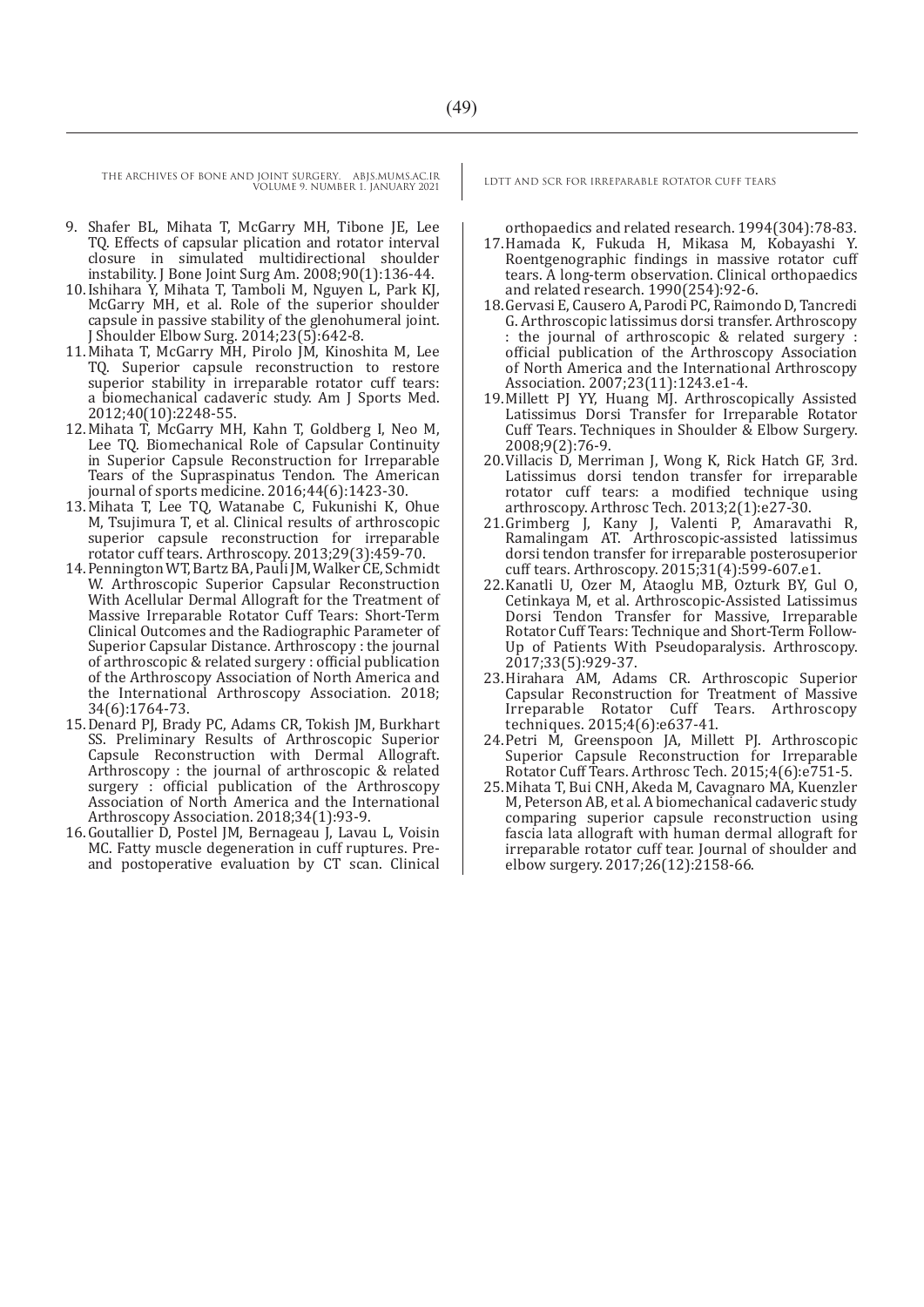9. Shafer BL, Mihata T, McGarry MH, Tibone JE, Lee TQ. Effects of capsular plication and rotator interval closure in simulated multidirectional shoulder instability. J Bone Joint Surg Am. 2008;90(1):136-44.
10. Ishihara Y, Mihata T, Tamboli M, Nguyen L, Park KJ, McGarry MH, et al. Role of the superior shoulder capsule in passive stability of the glenohumeral joint. J Shoulder Elbow Surg. 2014;23(5):642-8.
11. Mihata T, McGarry MH, Pirolo JM, Kinoshita M, Lee TQ. Superior capsule reconstruction to restore superior stability in irreparable rotator cuff tears: a biomechanical cadaveric study. Am J Sports Med. 2012;40(10):2248-55.
12. Mihata T, McGarry MH, Kahn T, Goldberg I, Neo M, Lee TQ. Biomechanical Role of Capsular Continuity in Superior Capsule Reconstruction for Irreparable Tears of the Supraspinatus Tendon. The American journal of sports medicine. 2016;44(6):1423-30.
13. Mihata T, Lee TQ, Watanabe C, Fukunishi K, Ohue M, Tsujimura T, et al. Clinical results of arthroscopic superior capsule reconstruction for irreparable rotator cuff tears. Arthroscopy. 2013;29(3):459-70.
14. Pennington WT, Bartz BA, Pauli JM, Walker CE, Schmidt W. Arthroscopic Superior Capsular Reconstruction With Acellular Dermal Allograft for the Treatment of Massive Irreparable Rotator Cuff Tears: Short-Term Clinical Outcomes and the Radiographic Parameter of Superior Capsular Distance. Arthroscopy : the journal of arthroscopic & related surgery : official publication of the Arthroscopy Association of North America and the International Arthroscopy Association. 2018; 34(6):1764-73.
15. Denard PJ, Brady PC, Adams CR, Tokish JM, Burkhart SS. Preliminary Results of Arthroscopic Superior Capsule Reconstruction with Dermal Allograft. Arthroscopy : the journal of arthroscopic & related surgery : official publication of the Arthroscopy Association of North America and the International Arthroscopy Association. 2018;34(1):93-9.
16. Goutallier D, Postel JM, Bernageau J, Lavau L, Voisin MC. Fatty muscle degeneration in cuff ruptures. Pre- and postoperative evaluation by CT scan. Clinical orthopaedics and related research. 1994(304):78-83.
17. Hamada K, Fukuda H, Mikasa M, Kobayashi Y. Roentgenographic findings in massive rotator cuff tears. A long-term observation. Clinical orthopaedics and related research. 1990(254):92-6.
18. Gervasi E, Causero A, Parodi PC, Raimondo D, Tancredi G. Arthroscopic latissimus dorsi transfer. Arthroscopy : the journal of arthroscopic & related surgery : official publication of the Arthroscopy Association of North America and the International Arthroscopy Association. 2007;23(11):1243.e1-4.
19. Millett PJ YY, Huang MJ. Arthroscopically Assisted Latissimus Dorsi Transfer for Irreparable Rotator Cuff Tears. Techniques in Shoulder & Elbow Surgery. 2008;9(2):76-9.
20. Villacis D, Merriman J, Wong K, Rick Hatch GF, 3rd. Latissimus dorsi tendon transfer for irreparable rotator cuff tears: a modified technique using arthroscopy. Arthrosc Tech. 2013;2(1):e27-30.
21. Grimberg J, Kany J, Valenti P, Amaravathi R, Ramalingam AT. Arthroscopic-assisted latissimus dorsi tendon transfer for irreparable posterosuperior cuff tears. Arthroscopy. 2015;31(4):599-607.e1.
22. Kanatli U, Ozer M, Ataoglu MB, Ozturk BY, Gul O, Cetinkaya M, et al. Arthroscopic-Assisted Latissimus Dorsi Tendon Transfer for Massive, Irreparable Rotator Cuff Tears: Technique and Short-Term Follow-Up of Patients With Pseudoparalysis. Arthroscopy. 2017;33(5):929-37.
23. Hirahara AM, Adams CR. Arthroscopic Superior Capsular Reconstruction for Treatment of Massive Irreparable Rotator Cuff Tears. Arthroscopy techniques. 2015;4(6):e637-41.
24. Petri M, Greenspoon JA, Millett PJ. Arthroscopic Superior Capsule Reconstruction for Irreparable Rotator Cuff Tears. Arthrosc Tech. 2015;4(6):e751-5.
25. Mihata T, Bui CNH, Akeda M, Cavagnaro MA, Kuenzler M, Peterson AB, et al. A biomechanical cadaveric study comparing superior capsule reconstruction using fascia lata allograft with human dermal allograft for irreparable rotator cuff tear. Journal of shoulder and elbow surgery. 2017;26(12):2158-66.